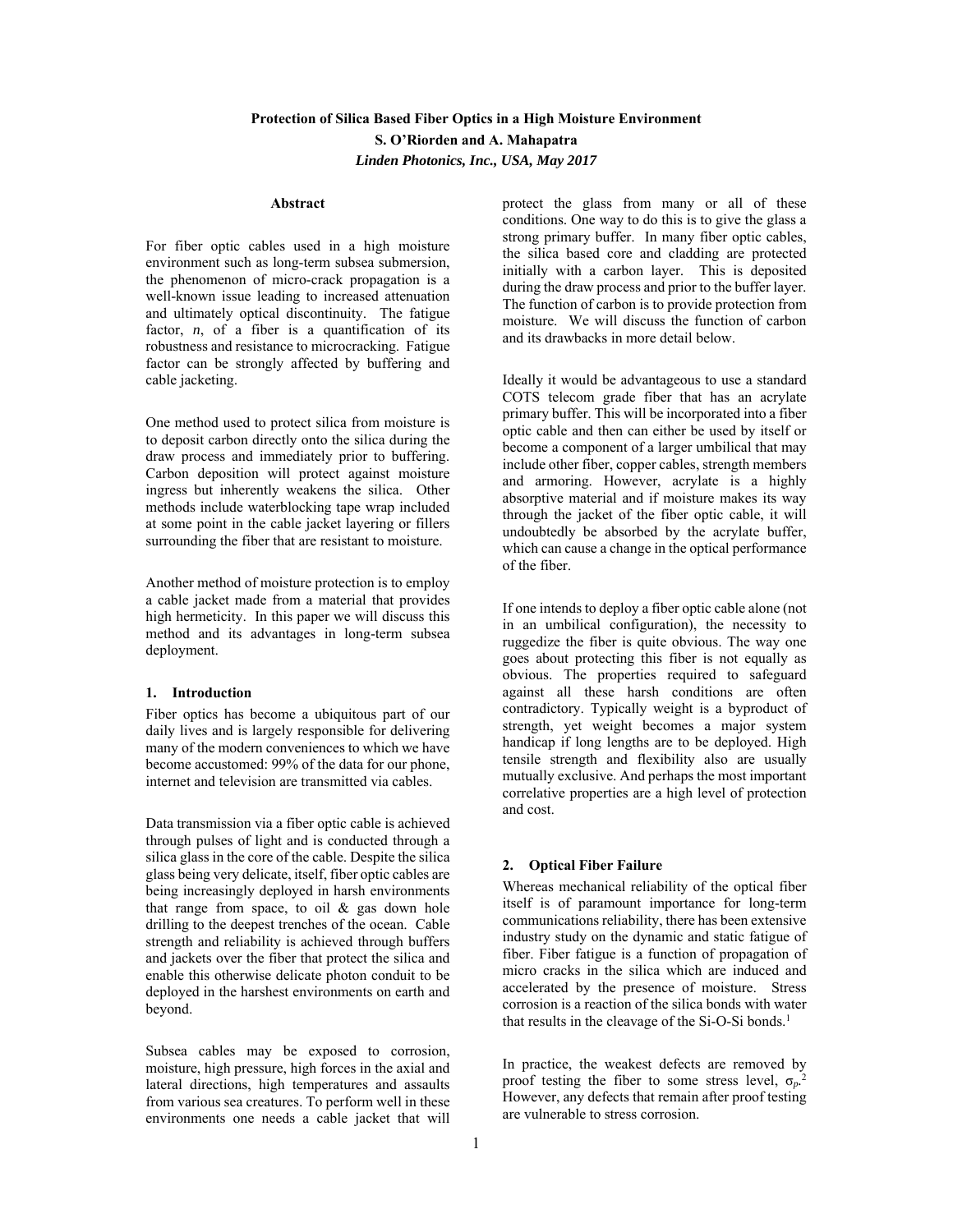# Protection of Silica Based Fiber Optics in a High Moisture Environment

**S. O'Riorden and A. Mahapatra**

***Linden Photonics, Inc., USA, May 2017***

## Abstract

For fiber optic cables used in a high moisture environment such as long-term subsea submersion, the phenomenon of micro-crack propagation is a well-known issue leading to increased attenuation and ultimately optical discontinuity. The fatigue factor, *n*, of a fiber is a quantification of its robustness and resistance to microcracking. Fatigue factor can be strongly affected by buffering and cable jacketing.

One method used to protect silica from moisture is to deposit carbon directly onto the silica during the draw process and immediately prior to buffering. Carbon deposition will protect against moisture ingress but inherently weakens the silica. Other methods include waterblocking tape wrap included at some point in the cable jacket layering or fillers surrounding the fiber that are resistant to moisture.

Another method of moisture protection is to employ a cable jacket made from a material that provides high hermeticity. In this paper we will discuss this method and its advantages in long-term subsea deployment.

## 1. Introduction

Fiber optics has become a ubiquitous part of our daily lives and is largely responsible for delivering many of the modern conveniences to which we have become accustomed: 99% of the data for our phone, internet and television are transmitted via cables.

Data transmission via a fiber optic cable is achieved through pulses of light and is conducted through a silica glass in the core of the cable. Despite the silica glass being very delicate, itself, fiber optic cables are being increasingly deployed in harsh environments that range from space, to oil & gas down hole drilling to the deepest trenches of the ocean. Cable strength and reliability is achieved through buffers and jackets over the fiber that protect the silica and enable this otherwise delicate photon conduit to be deployed in the harshest environments on earth and beyond.

Subsea cables may be exposed to corrosion, moisture, high pressure, high forces in the axial and lateral directions, high temperatures and assaults from various sea creatures. To perform well in these environments one needs a cable jacket that will protect the glass from many or all of these conditions. One way to do this is to give the glass a strong primary buffer. In many fiber optic cables, the silica based core and cladding are protected initially with a carbon layer. This is deposited during the draw process and prior to the buffer layer. The function of carbon is to provide protection from moisture. We will discuss the function of carbon and its drawbacks in more detail below.

Ideally it would be advantageous to use a standard COTS telecom grade fiber that has an acrylate primary buffer. This will be incorporated into a fiber optic cable and then can either be used by itself or become a component of a larger umbilical that may include other fiber, copper cables, strength members and armoring. However, acrylate is a highly absorptive material and if moisture makes its way through the jacket of the fiber optic cable, it will undoubtedly be absorbed by the acrylate buffer, which can cause a change in the optical performance of the fiber.

If one intends to deploy a fiber optic cable alone (not in an umbilical configuration), the necessity to ruggedize the fiber is quite obvious. The way one goes about protecting this fiber is not equally as obvious. The properties required to safeguard against all these harsh conditions are often contradictory. Typically weight is a byproduct of strength, yet weight becomes a major system handicap if long lengths are to be deployed. High tensile strength and flexibility also are usually mutually exclusive. And perhaps the most important correlative properties are a high level of protection and cost.

## 2. Optical Fiber Failure

Whereas mechanical reliability of the optical fiber itself is of paramount importance for long-term communications reliability, there has been extensive industry study on the dynamic and static fatigue of fiber. Fiber fatigue is a function of propagation of micro cracks in the silica which are induced and accelerated by the presence of moisture. Stress corrosion is a reaction of the silica bonds with water that results in the cleavage of the Si-O-Si bonds.[1]

In practice, the weakest defects are removed by proof testing the fiber to some stress level, $\sigma_p$.[2] However, any defects that remain after proof testing are vulnerable to stress corrosion.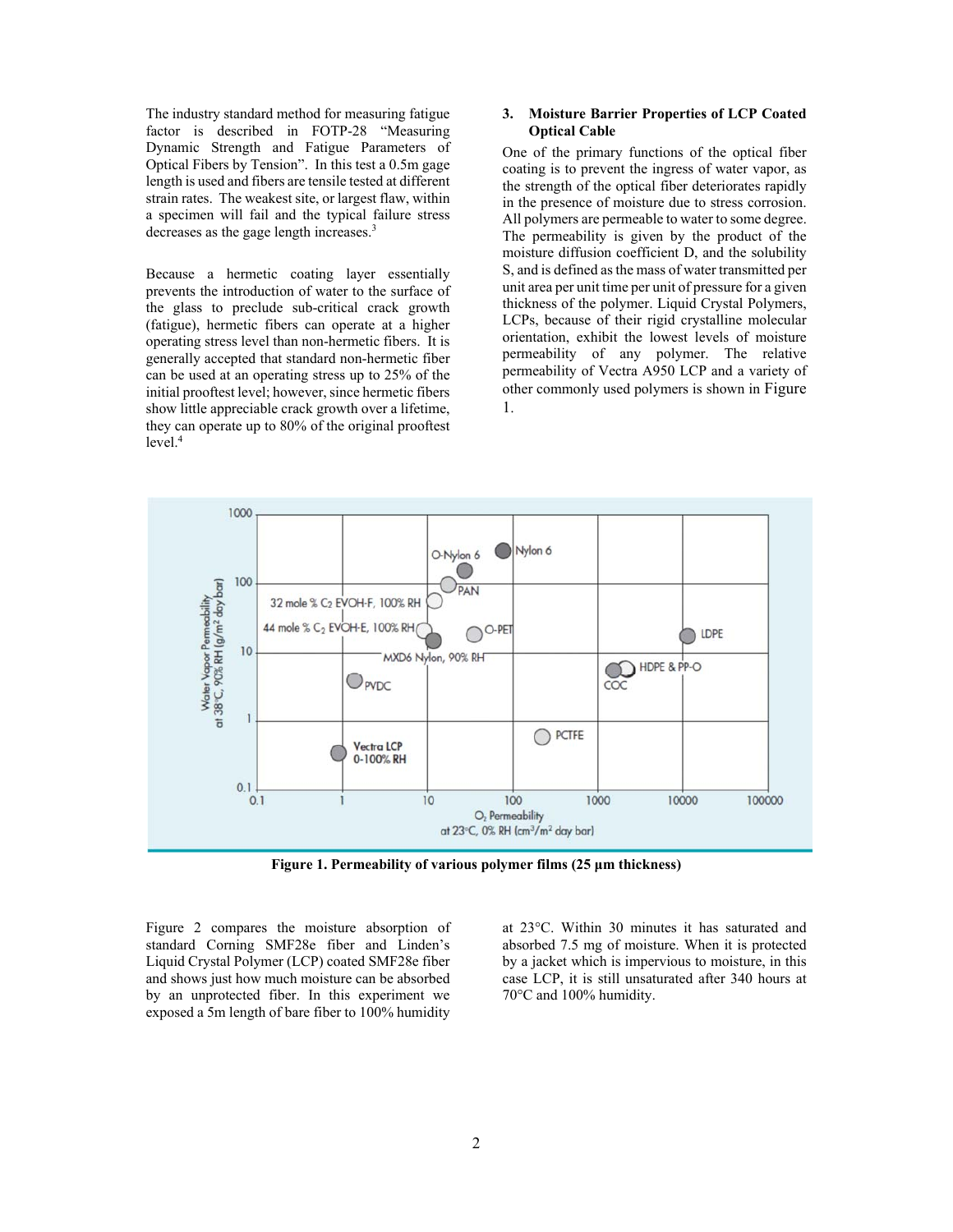The industry standard method for measuring fatigue factor is described in FOTP-28 "Measuring Dynamic Strength and Fatigue Parameters of Optical Fibers by Tension". In this test a 0.5m gage length is used and fibers are tensile tested at different strain rates. The weakest site, or largest flaw, within a specimen will fail and the typical failure stress decreases as the gage length increases.[3]

Because a hermetic coating layer essentially prevents the introduction of water to the surface of the glass to preclude sub-critical crack growth (fatigue), hermetic fibers can operate at a higher operating stress level than non-hermetic fibers. It is generally accepted that standard non-hermetic fiber can be used at an operating stress up to 25% of the initial prooftest level; however, since hermetic fibers show little appreciable crack growth over a lifetime, they can operate up to 80% of the original prooftest level.[4]

## 3. Moisture Barrier Properties of LCP Coated Optical Cable

One of the primary functions of the optical fiber coating is to prevent the ingress of water vapor, as the strength of the optical fiber deteriorates rapidly in the presence of moisture due to stress corrosion. All polymers are permeable to water to some degree. The permeability is given by the product of the moisture diffusion coefficient D, and the solubility S, and is defined as the mass of water transmitted per unit area per unit time per unit of pressure for a given thickness of the polymer. Liquid Crystal Polymers, LCPs, because of their rigid crystalline molecular orientation, exhibit the lowest levels of moisture permeability of any polymer. The relative permeability of Vectra A950 LCP and a variety of other commonly used polymers is shown in Figure 1.

**Figure 1. Permeability of various polymer films (25 µm thickness)**

Figure 2 compares the moisture absorption of standard Corning SMF28e fiber and Linden's Liquid Crystal Polymer (LCP) coated SMF28e fiber and shows just how much moisture can be absorbed by an unprotected fiber. In this experiment we exposed a 5m length of bare fiber to 100% humidity at 23°C. Within 30 minutes it has saturated and absorbed 7.5 mg of moisture. When it is protected by a jacket which is impervious to moisture, in this case LCP, it is still unsaturated after 340 hours at 70°C and 100% humidity.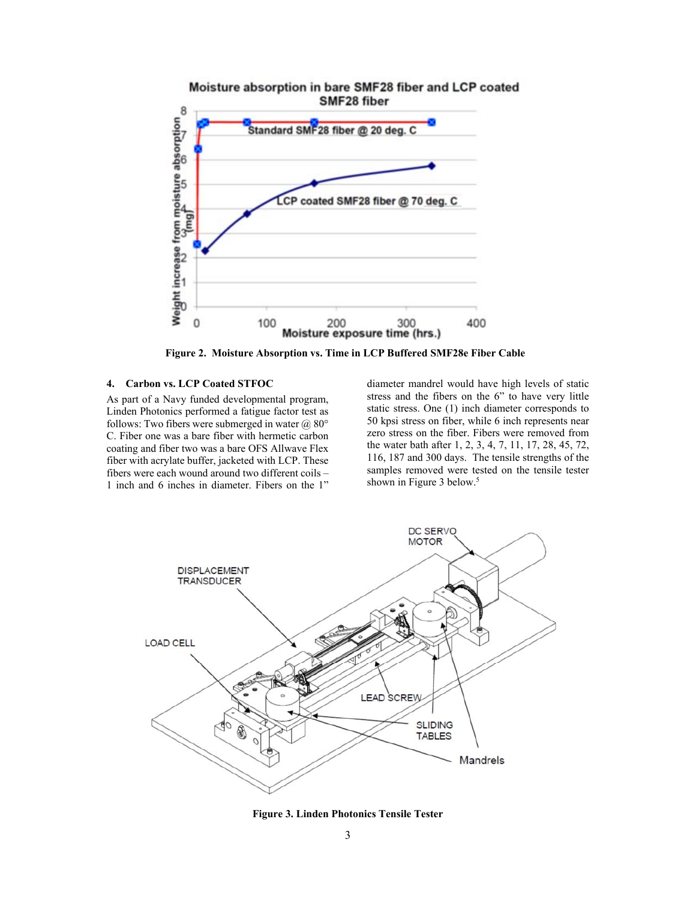**Figure 2. Moisture Absorption vs. Time in LCP Buffered SMF28e Fiber Cable**

## 4. Carbon vs. LCP Coated STFOC

As part of a Navy funded developmental program, Linden Photonics performed a fatigue factor test as follows: Two fibers were submerged in water @ 80° C. Fiber one was a bare fiber with hermetic carbon coating and fiber two was a bare OFS Allwave Flex fiber with acrylate buffer, jacketed with LCP. These fibers were each wound around two different coils – 1 inch and 6 inches in diameter. Fibers on the 1" diameter mandrel would have high levels of static stress and the fibers on the 6" to have very little static stress. One (1) inch diameter corresponds to 50 kpsi stress on fiber, while 6 inch represents near zero stress on the fiber. Fibers were removed from the water bath after 1, 2, 3, 4, 7, 11, 17, 28, 45, 72, 116, 187 and 300 days. The tensile strengths of the samples removed were tested on the tensile tester shown in Figure 3 below.[5]

**Figure 3. Linden Photonics Tensile Tester**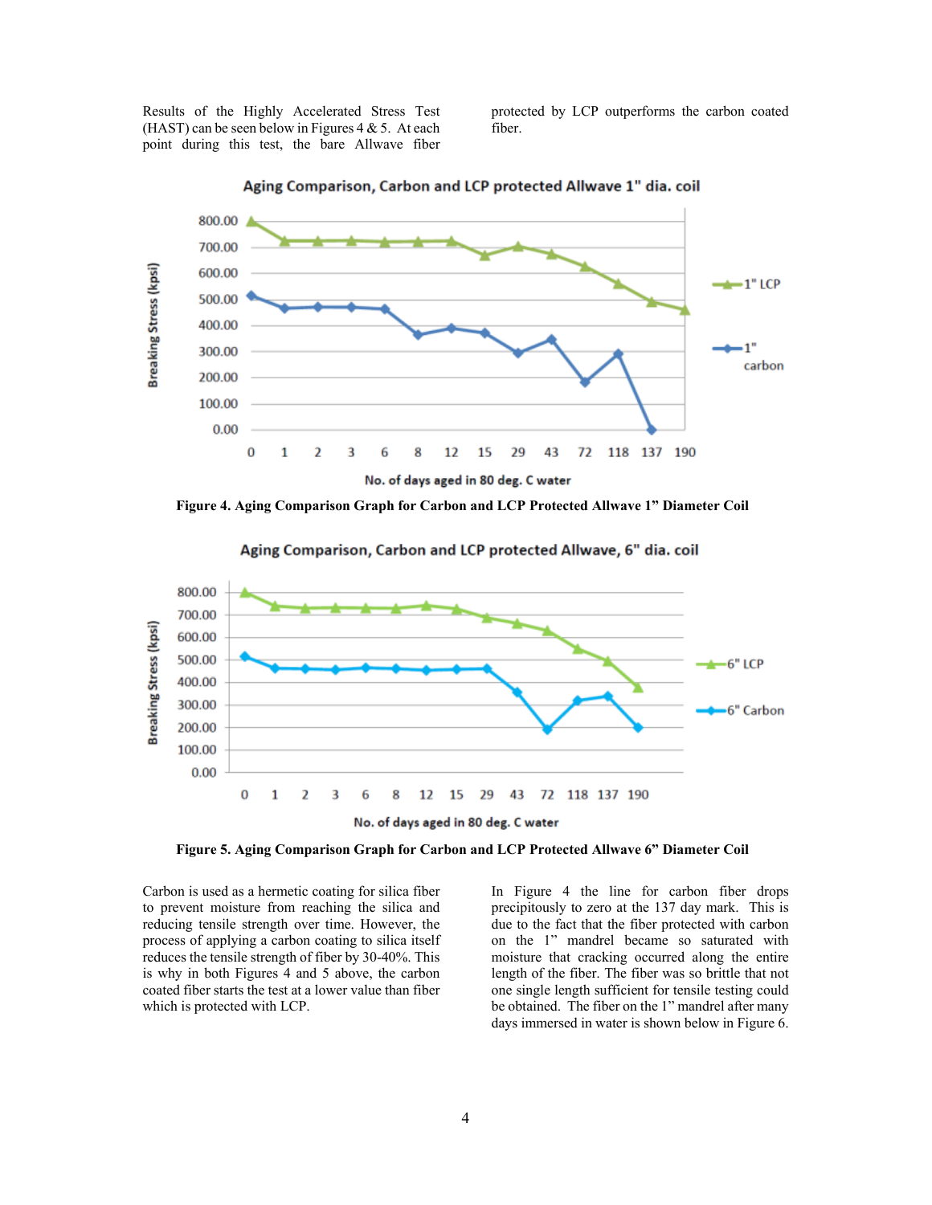Results of the Highly Accelerated Stress Test (HAST) can be seen below in Figures 4 & 5. At each point during this test, the bare Allwave fiber protected by LCP outperforms the carbon coated fiber.

Figure 4. Aging Comparison Graph for Carbon and LCP Protected Allwave 1" Diameter Coil

Figure 5. Aging Comparison Graph for Carbon and LCP Protected Allwave 6" Diameter Coil

Carbon is used as a hermetic coating for silica fiber to prevent moisture from reaching the silica and reducing tensile strength over time. However, the process of applying a carbon coating to silica itself reduces the tensile strength of fiber by 30-40%. This is why in both Figures 4 and 5 above, the carbon coated fiber starts the test at a lower value than fiber which is protected with LCP.

In Figure 4 the line for carbon fiber drops precipitously to zero at the 137 day mark. This is due to the fact that the fiber protected with carbon on the 1" mandrel became so saturated with moisture that cracking occurred along the entire length of the fiber. The fiber was so brittle that not one single length sufficient for tensile testing could be obtained. The fiber on the 1" mandrel after many days immersed in water is shown below in Figure 6.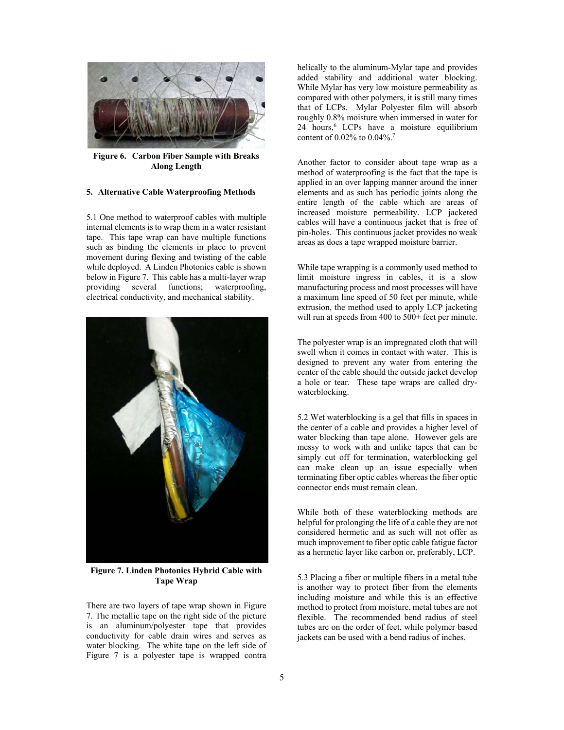Figure 6. Carbon Fiber Sample with Breaks Along Length

### 5. Alternative Cable Waterproofing Methods

5.1 One method to waterproof cables with multiple internal elements is to wrap them in a water resistant tape. This tape wrap can have multiple functions such as binding the elements in place to prevent movement during flexing and twisting of the cable while deployed. A Linden Photonics cable is shown below in Figure 7. This cable has a multi-layer wrap providing several functions; waterproofing, electrical conductivity, and mechanical stability.

Figure 7. Linden Photonics Hybrid Cable with Tape Wrap

There are two layers of tape wrap shown in Figure 7. The metallic tape on the right side of the picture is an aluminum/polyester tape that provides conductivity for cable drain wires and serves as water blocking. The white tape on the left side of Figure 7 is a polyester tape is wrapped contra helically to the aluminum-Mylar tape and provides added stability and additional water blocking. While Mylar has very low moisture permeability as compared with other polymers, it is still many times that of LCPs. Mylar Polyester film will absorb roughly 0.8% moisture when immersed in water for 24 hours,[6] LCPs have a moisture equilibrium content of 0.02% to 0.04%.[7]

Another factor to consider about tape wrap as a method of waterproofing is the fact that the tape is applied in an over lapping manner around the inner elements and as such has periodic joints along the entire length of the cable which are areas of increased moisture permeability. LCP jacketed cables will have a continuous jacket that is free of pin-holes. This continuous jacket provides no weak areas as does a tape wrapped moisture barrier.

While tape wrapping is a commonly used method to limit moisture ingress in cables, it is a slow manufacturing process and most processes will have a maximum line speed of 50 feet per minute, while extrusion, the method used to apply LCP jacketing will run at speeds from 400 to 500+ feet per minute.

The polyester wrap is an impregnated cloth that will swell when it comes in contact with water. This is designed to prevent any water from entering the center of the cable should the outside jacket develop a hole or tear. These tape wraps are called dry-waterblocking.

5.2 Wet waterblocking is a gel that fills in spaces in the center of a cable and provides a higher level of water blocking than tape alone. However gels are messy to work with and unlike tapes that can be simply cut off for termination, waterblocking gel can make clean up an issue especially when terminating fiber optic cables whereas the fiber optic connector ends must remain clean.

While both of these waterblocking methods are helpful for prolonging the life of a cable they are not considered hermetic and as such will not offer as much improvement to fiber optic cable fatigue factor as a hermetic layer like carbon or, preferably, LCP.

5.3 Placing a fiber or multiple fibers in a metal tube is another way to protect fiber from the elements including moisture and while this is an effective method to protect from moisture, metal tubes are not flexible. The recommended bend radius of steel tubes are on the order of feet, while polymer based jackets can be used with a bend radius of inches.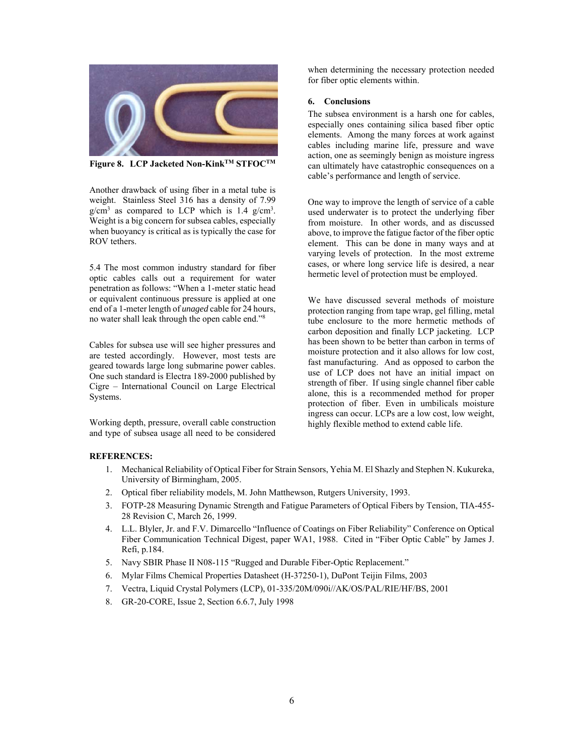Figure 8. LCP Jacketed Non-Kink™ STFOC™

Another drawback of using fiber in a metal tube is weight. Stainless Steel 316 has a density of 7.99 g/cm$^3$ as compared to LCP which is 1.4 g/cm$^3$. Weight is a big concern for subsea cables, especially when buoyancy is critical as is typically the case for ROV tethers.

5.4 The most common industry standard for fiber optic cables calls out a requirement for water penetration as follows: "When a 1-meter static head or equivalent continuous pressure is applied at one end of a 1-meter length of *unaged* cable for 24 hours, no water shall leak through the open cable end."[8]

Cables for subsea use will see higher pressures and are tested accordingly. However, most tests are geared towards large long submarine power cables. One such standard is Electra 189-2000 published by Cigre – International Council on Large Electrical Systems.

Working depth, pressure, overall cable construction and type of subsea usage all need to be considered when determining the necessary protection needed for fiber optic elements within.

## 6. Conclusions

The subsea environment is a harsh one for cables, especially ones containing silica based fiber optic elements. Among the many forces at work against cables including marine life, pressure and wave action, one as seemingly benign as moisture ingress can ultimately have catastrophic consequences on a cable's performance and length of service.

One way to improve the length of service of a cable used underwater is to protect the underlying fiber from moisture. In other words, and as discussed above, to improve the fatigue factor of the fiber optic element. This can be done in many ways and at varying levels of protection. In the most extreme cases, or where long service life is desired, a near hermetic level of protection must be employed.

We have discussed several methods of moisture protection ranging from tape wrap, gel filling, metal tube enclosure to the more hermetic methods of carbon deposition and finally LCP jacketing. LCP has been shown to be better than carbon in terms of moisture protection and it also allows for low cost, fast manufacturing. And as opposed to carbon the use of LCP does not have an initial impact on strength of fiber. If using single channel fiber cable alone, this is a recommended method for proper protection of fiber. Even in umbilicals moisture ingress can occur. LCPs are a low cost, low weight, highly flexible method to extend cable life.

**REFERENCES:**

1. Mechanical Reliability of Optical Fiber for Strain Sensors, Yehia M. El Shazly and Stephen N. Kukureka, University of Birmingham, 2005.
2. Optical fiber reliability models, M. John Matthewson, Rutgers University, 1993.
3. FOTP-28 Measuring Dynamic Strength and Fatigue Parameters of Optical Fibers by Tension, TIA-455-28 Revision C, March 26, 1999.
4. L.L. Blyler, Jr. and F.V. Dimarcello "Influence of Coatings on Fiber Reliability" Conference on Optical Fiber Communication Technical Digest, paper WA1, 1988. Cited in "Fiber Optic Cable" by James J. Refi, p.184.
5. Navy SBIR Phase II N08-115 "Rugged and Durable Fiber-Optic Replacement."
6. Mylar Films Chemical Properties Datasheet (H-37250-1), DuPont Teijin Films, 2003
7. Vectra, Liquid Crystal Polymers (LCP), 01-335/20M/090i//AK/OS/PAL/RIE/HF/BS, 2001
8. GR-20-CORE, Issue 2, Section 6.6.7, July 1998